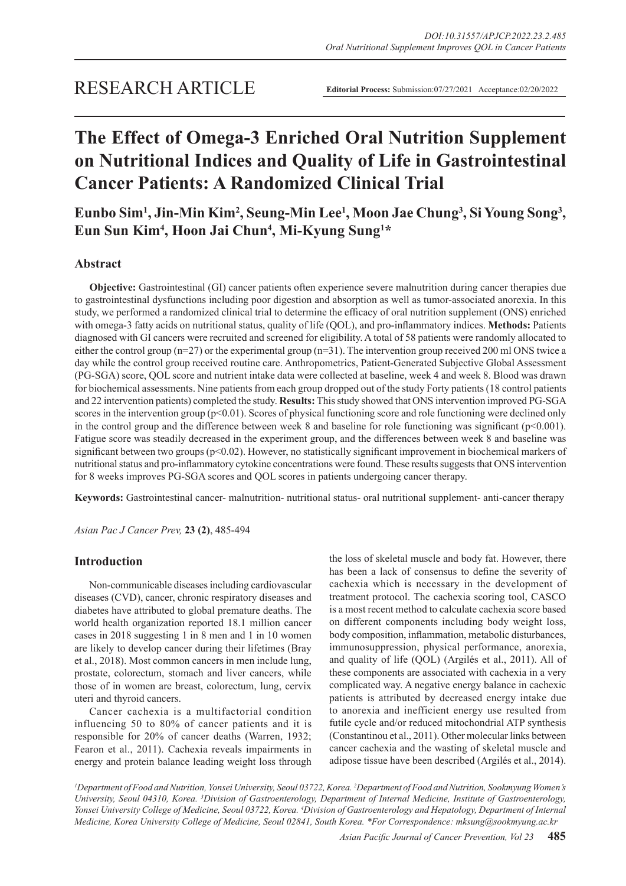RESEARCH ARTICLE

**Editorial Process:** Submission:07/27/2021 Acceptance:02/20/2022

# The Effect of Omega-3 Enriched Oral Nutrition Supplement on Nutritional Indices and Quality of Life in Gastrointestinal Cancer Patients: A Randomized Clinical Trial

**Eunbo Sim[1], Jin-Min Kim[2], Seung-Min Lee[1], Moon Jae Chung[3], Si Young Song[3], Eun Sun Kim[4], Hoon Jai Chun[4], Mi-Kyung Sung[1]*\***

## Abstract

**Objective:** Gastrointestinal (GI) cancer patients often experience severe malnutrition during cancer therapies due to gastrointestinal dysfunctions including poor digestion and absorption as well as tumor-associated anorexia. In this study, we performed a randomized clinical trial to determine the efficacy of oral nutrition supplement (ONS) enriched with omega-3 fatty acids on nutritional status, quality of life (QOL), and pro-inflammatory indices. **Methods:** Patients diagnosed with GI cancers were recruited and screened for eligibility. A total of 58 patients were randomly allocated to either the control group (n=27) or the experimental group (n=31). The intervention group received 200 ml ONS twice a day while the control group received routine care. Anthropometrics, Patient-Generated Subjective Global Assessment (PG-SGA) score, QOL score and nutrient intake data were collected at baseline, week 4 and week 8. Blood was drawn for biochemical assessments. Nine patients from each group dropped out of the study Forty patients (18 control patients and 22 intervention patients) completed the study. **Results:** This study showed that ONS intervention improved PG-SGA scores in the intervention group ($p<0.01$). Scores of physical functioning score and role functioning were declined only in the control group and the difference between week 8 and baseline for role functioning was significant ($p<0.001$). Fatigue score was steadily decreased in the experiment group, and the differences between week 8 and baseline was significant between two groups ($p<0.02$). However, no statistically significant improvement in biochemical markers of nutritional status and pro-inflammatory cytokine concentrations were found. These results suggests that ONS intervention for 8 weeks improves PG-SGA scores and QOL scores in patients undergoing cancer therapy.

**Keywords:** Gastrointestinal cancer- malnutrition- nutritional status- oral nutritional supplement- anti-cancer therapy

*Asian Pac J Cancer Prev,* **23 (2)**, 485-494

## Introduction

Non-communicable diseases including cardiovascular diseases (CVD), cancer, chronic respiratory diseases and diabetes have attributed to global premature deaths. The world health organization reported 18.1 million cancer cases in 2018 suggesting 1 in 8 men and 1 in 10 women are likely to develop cancer during their lifetimes (Bray et al., 2018). Most common cancers in men include lung, prostate, colorectum, stomach and liver cancers, while those of in women are breast, colorectum, lung, cervix uteri and thyroid cancers.

Cancer cachexia is a multifactorial condition influencing 50 to 80% of cancer patients and it is responsible for 20% of cancer deaths (Warren, 1932; Fearon et al., 2011). Cachexia reveals impairments in energy and protein balance leading weight loss through the loss of skeletal muscle and body fat. However, there has been a lack of consensus to define the severity of cachexia which is necessary in the development of treatment protocol. The cachexia scoring tool, CASCO is a most recent method to calculate cachexia score based on different components including body weight loss, body composition, inflammation, metabolic disturbances, immunosuppression, physical performance, anorexia, and quality of life (QOL) (Argilés et al., 2011). All of these components are associated with cachexia in a very complicated way. A negative energy balance in cachexic patients is attributed by decreased energy intake due to anorexia and inefficient energy use resulted from futile cycle and/or reduced mitochondrial ATP synthesis (Constantinou et al., 2011). Other molecular links between cancer cachexia and the wasting of skeletal muscle and adipose tissue have been described (Argilés et al., 2014).

*[1]Department of Food and Nutrition, Yonsei University, Seoul 03722, Korea. [2]Department of Food and Nutrition, Sookmyung Women's University, Seoul 04310, Korea. [3]Division of Gastroenterology, Department of Internal Medicine, Institute of Gastroenterology, Yonsei University College of Medicine, Seoul 03722, Korea. [4]Division of Gastroenterology and Hepatology, Department of Internal Medicine, Korea University College of Medicine, Seoul 02841, South Korea. \*For Correspondence: mksung@sookmyung.ac.kr*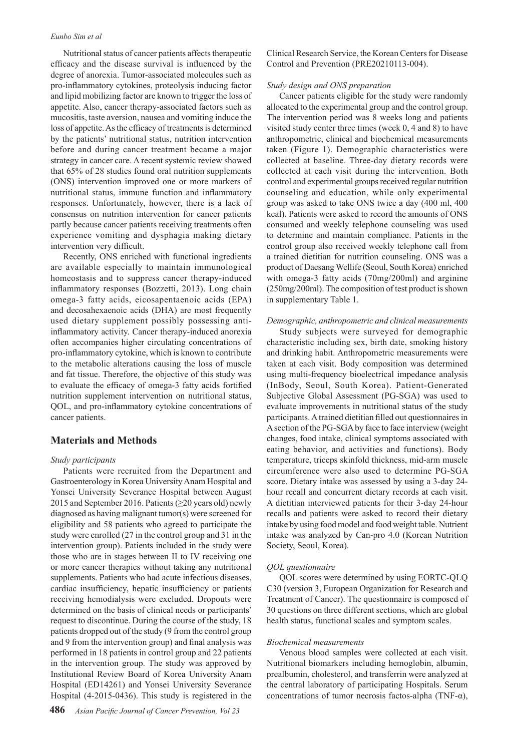Nutritional status of cancer patients affects therapeutic efficacy and the disease survival is influenced by the degree of anorexia. Tumor-associated molecules such as pro-inflammatory cytokines, proteolysis inducing factor and lipid mobilizing factor are known to trigger the loss of appetite. Also, cancer therapy-associated factors such as mucositis, taste aversion, nausea and vomiting induce the loss of appetite. As the efficacy of treatments is determined by the patients' nutritional status, nutrition intervention before and during cancer treatment became a major strategy in cancer care. A recent systemic review showed that 65% of 28 studies found oral nutrition supplements (ONS) intervention improved one or more markers of nutritional status, immune function and inflammatory responses. Unfortunately, however, there is a lack of consensus on nutrition intervention for cancer patients partly because cancer patients receiving treatments often experience vomiting and dysphagia making dietary intervention very difficult.

Recently, ONS enriched with functional ingredients are available especially to maintain immunological homeostasis and to suppress cancer therapy-induced inflammatory responses (Bozzetti, 2013). Long chain omega-3 fatty acids, eicosapentaenoic acids (EPA) and decosahexaenoic acids (DHA) are most frequently used dietary supplement possibly possessing anti-inflammatory activity. Cancer therapy-induced anorexia often accompanies higher circulating concentrations of pro-inflammatory cytokine, which is known to contribute to the metabolic alterations causing the loss of muscle and fat tissue. Therefore, the objective of this study was to evaluate the efficacy of omega-3 fatty acids fortified nutrition supplement intervention on nutritional status, QOL, and pro-inflammatory cytokine concentrations of cancer patients.

## Materials and Methods

### *Study participants*

Patients were recruited from the Department and Gastroenterology in Korea University Anam Hospital and Yonsei University Severance Hospital between August 2015 and September 2016. Patients (≥20 years old) newly diagnosed as having malignant tumor(s) were screened for eligibility and 58 patients who agreed to participate the study were enrolled (27 in the control group and 31 in the intervention group). Patients included in the study were those who are in stages between II to IV receiving one or more cancer therapies without taking any nutritional supplements. Patients who had acute infectious diseases, cardiac insufficiency, hepatic insufficiency or patients receiving hemodialysis were excluded. Dropouts were determined on the basis of clinical needs or participants' request to discontinue. During the course of the study, 18 patients dropped out of the study (9 from the control group and 9 from the intervention group) and final analysis was performed in 18 patients in control group and 22 patients in the intervention group. The study was approved by Institutional Review Board of Korea University Anam Hospital (ED14261) and Yonsei University Severance Hospital (4-2015-0436). This study is registered in the Clinical Research Service, the Korean Centers for Disease Control and Prevention (PRE20210113-004).

### *Study design and ONS preparation*

Cancer patients eligible for the study were randomly allocated to the experimental group and the control group. The intervention period was 8 weeks long and patients visited study center three times (week 0, 4 and 8) to have anthropometric, clinical and biochemical measurements taken (Figure 1). Demographic characteristics were collected at baseline. Three-day dietary records were collected at each visit during the intervention. Both control and experimental groups received regular nutrition counseling and education, while only experimental group was asked to take ONS twice a day (400 ml, 400 kcal). Patients were asked to record the amounts of ONS consumed and weekly telephone counseling was used to determine and maintain compliance. Patients in the control group also received weekly telephone call from a trained dietitian for nutrition counseling. ONS was a product of Daesang Wellife (Seoul, South Korea) enriched with omega-3 fatty acids (70mg/200ml) and arginine (250mg/200ml). The composition of test product is shown in supplementary Table 1.

### *Demographic, anthropometric and clinical measurements*

Study subjects were surveyed for demographic characteristic including sex, birth date, smoking history and drinking habit. Anthropometric measurements were taken at each visit. Body composition was determined using multi-frequency bioelectrical impedance analysis (InBody, Seoul, South Korea). Patient-Generated Subjective Global Assessment (PG-SGA) was used to evaluate improvements in nutritional status of the study participants. A trained dietitian filled out questionnaires in A section of the PG-SGA by face to face interview (weight changes, food intake, clinical symptoms associated with eating behavior, and activities and functions). Body temperature, triceps skinfold thickness, mid-arm muscle circumference were also used to determine PG-SGA score. Dietary intake was assessed by using a 3-day 24-hour recall and concurrent dietary records at each visit. A dietitian interviewed patients for their 3-day 24-hour recalls and patients were asked to record their dietary intake by using food model and food weight table. Nutrient intake was analyzed by Can-pro 4.0 (Korean Nutrition Society, Seoul, Korea).

### *QOL questionnaire*

QOL scores were determined by using EORTC-QLQ C30 (version 3, European Organization for Research and Treatment of Cancer). The questionnaire is composed of 30 questions on three different sections, which are global health status, functional scales and symptom scales.

### *Biochemical measurements*

Venous blood samples were collected at each visit. Nutritional biomarkers including hemoglobin, albumin, prealbumin, cholesterol, and transferrin were analyzed at the central laboratory of participating Hospitals. Serum concentrations of tumor necrosis factos-alpha (TNF-α),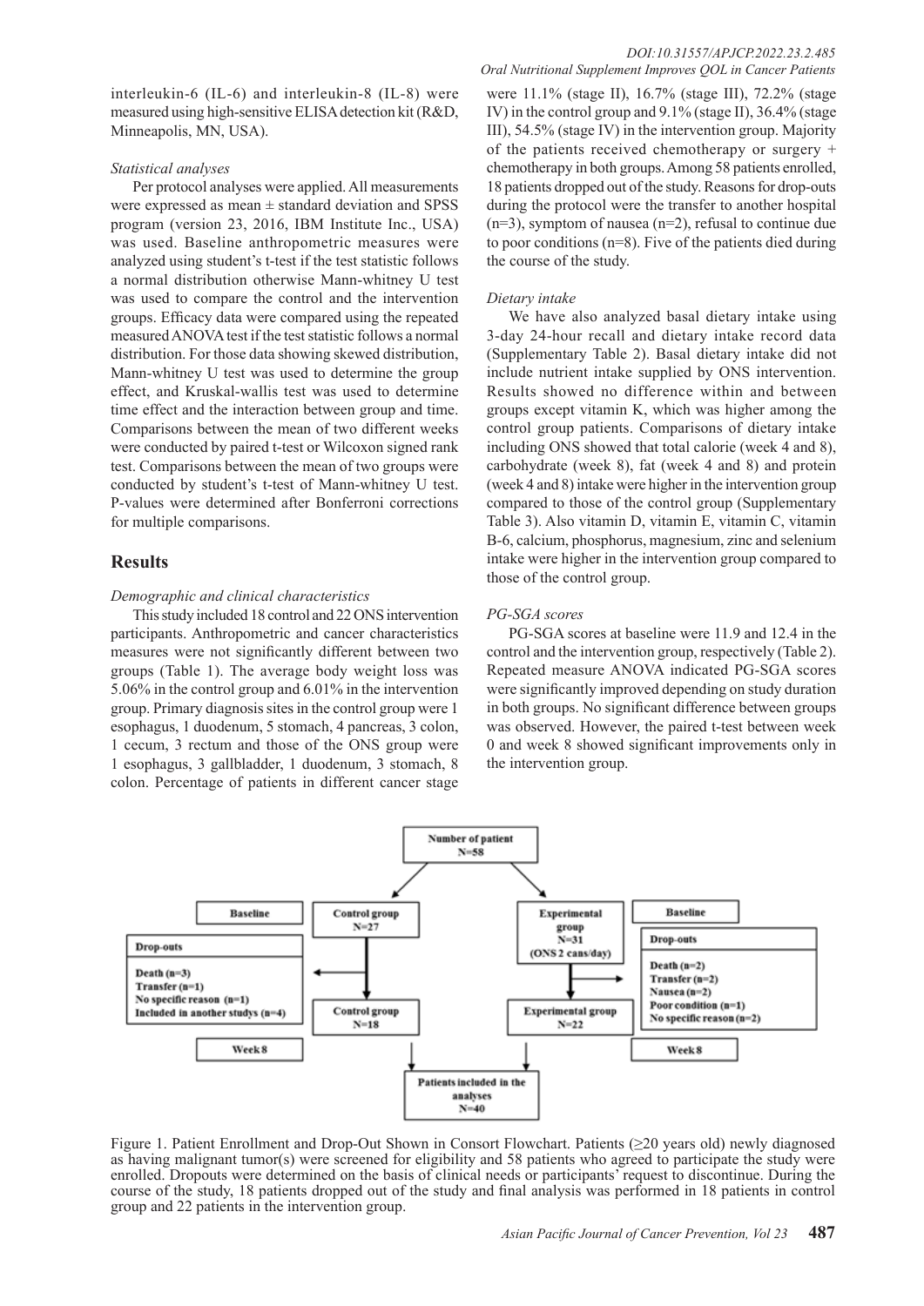interleukin-6 (IL-6) and interleukin-8 (IL-8) were measured using high-sensitive ELISA detection kit (R&D, Minneapolis, MN, USA).

*Statistical analyses*

Per protocol analyses were applied. All measurements were expressed as mean ± standard deviation and SPSS program (version 23, 2016, IBM Institute Inc., USA) was used. Baseline anthropometric measures were analyzed using student's t-test if the test statistic follows a normal distribution otherwise Mann-whitney U test was used to compare the control and the intervention groups. Efficacy data were compared using the repeated measured ANOVA test if the test statistic follows a normal distribution. For those data showing skewed distribution, Mann-whitney U test was used to determine the group effect, and Kruskal-wallis test was used to determine time effect and the interaction between group and time. Comparisons between the mean of two different weeks were conducted by paired t-test or Wilcoxon signed rank test. Comparisons between the mean of two groups were conducted by student's t-test of Mann-whitney U test. P-values were determined after Bonferroni corrections for multiple comparisons.

## Results

*Demographic and clinical characteristics*

This study included 18 control and 22 ONS intervention participants. Anthropometric and cancer characteristics measures were not significantly different between two groups (Table 1). The average body weight loss was 5.06% in the control group and 6.01% in the intervention group. Primary diagnosis sites in the control group were 1 esophagus, 1 duodenum, 5 stomach, 4 pancreas, 3 colon, 1 cecum, 3 rectum and those of the ONS group were 1 esophagus, 3 gallbladder, 1 duodenum, 3 stomach, 8 colon. Percentage of patients in different cancer stage were 11.1% (stage II), 16.7% (stage III), 72.2% (stage IV) in the control group and 9.1% (stage II), 36.4% (stage III), 54.5% (stage IV) in the intervention group. Majority of the patients received chemotherapy or surgery + chemotherapy in both groups. Among 58 patients enrolled, 18 patients dropped out of the study. Reasons for drop-outs during the protocol were the transfer to another hospital (n=3), symptom of nausea (n=2), refusal to continue due to poor conditions (n=8). Five of the patients died during the course of the study.

*Dietary intake*

We have also analyzed basal dietary intake using 3-day 24-hour recall and dietary intake record data (Supplementary Table 2). Basal dietary intake did not include nutrient intake supplied by ONS intervention. Results showed no difference within and between groups except vitamin K, which was higher among the control group patients. Comparisons of dietary intake including ONS showed that total calorie (week 4 and 8), carbohydrate (week 8), fat (week 4 and 8) and protein (week 4 and 8) intake were higher in the intervention group compared to those of the control group (Supplementary Table 3). Also vitamin D, vitamin E, vitamin C, vitamin B-6, calcium, phosphorus, magnesium, zinc and selenium intake were higher in the intervention group compared to those of the control group.

*PG-SGA scores*

PG-SGA scores at baseline were 11.9 and 12.4 in the control and the intervention group, respectively (Table 2). Repeated measure ANOVA indicated PG-SGA scores were significantly improved depending on study duration in both groups. No significant difference between groups was observed. However, the paired t-test between week 0 and week 8 showed significant improvements only in the intervention group.

Number of patient N=58

Baseline — Control group N=27 — Drop-outs: Death (n=3), Transfer (n=1), No specific reason (n=1), Included in another studys (n=4) — Control group N=18 — Week 8

Baseline — Experimental group N=31 (ONS 2 cans/day) — Drop-outs: Death (n=2), Transfer (n=2), Nausea (n=2), Poor condition (n=1), No specific reason (n=2) — Experimental group N=22 — Week 8

Patients included in the analyses N=40

Figure 1. Patient Enrollment and Drop-Out Shown in Consort Flowchart. Patients (≥20 years old) newly diagnosed as having malignant tumor(s) were screened for eligibility and 58 patients who agreed to participate the study were enrolled. Dropouts were determined on the basis of clinical needs or participants' request to discontinue. During the course of the study, 18 patients dropped out of the study and final analysis was performed in 18 patients in control group and 22 patients in the intervention group.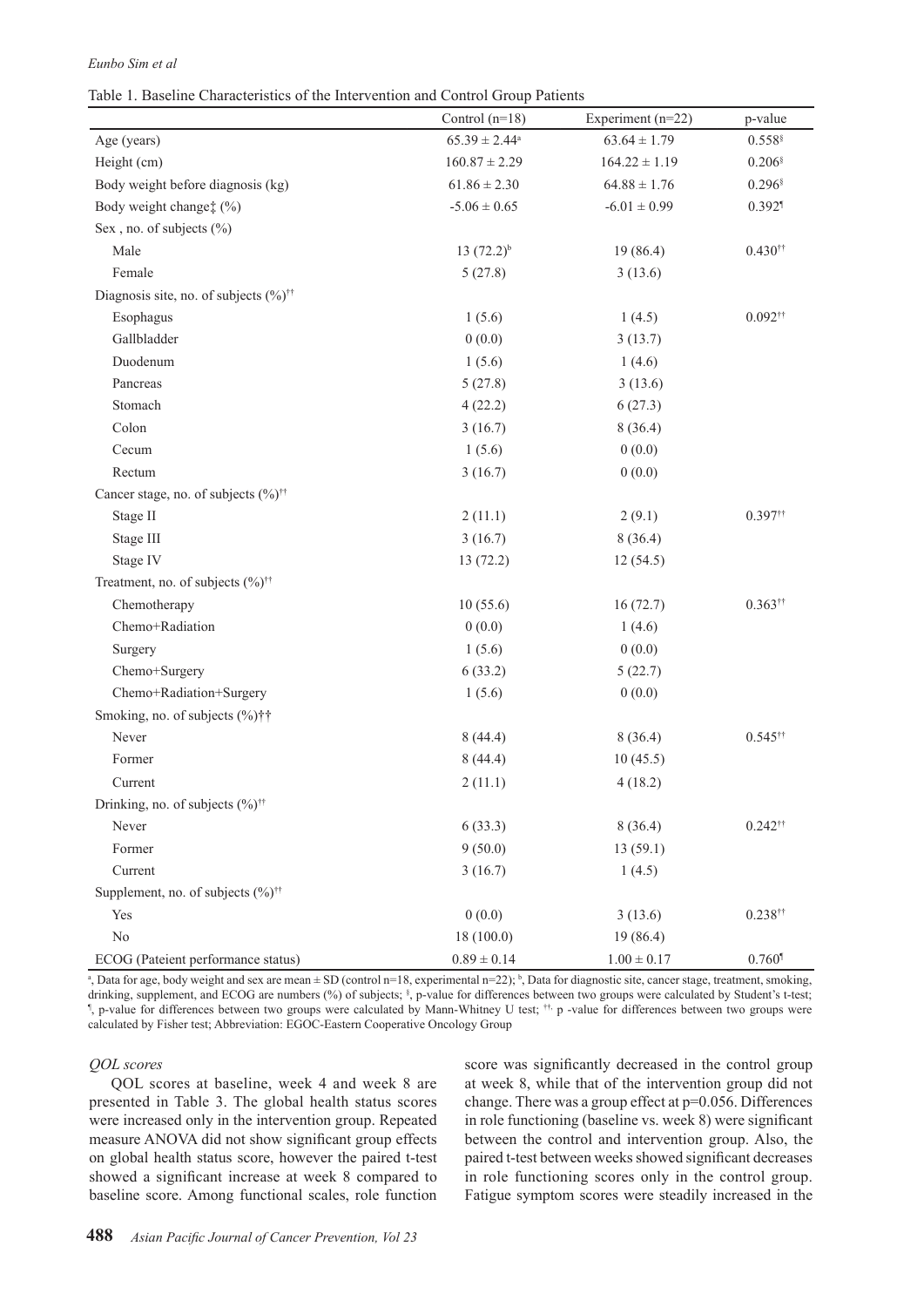Table 1. Baseline Characteristics of the Intervention and Control Group Patients

| | Control (n=18) | Experiment (n=22) | p-value |
|---|---|---|---|
| Age (years) | 65.39 ± 2.44[a] | 63.64 ± 1.79 | 0.558[§] |
| Height (cm) | 160.87 ± 2.29 | 164.22 ± 1.19 | 0.206[§] |
| Body weight before diagnosis (kg) | 61.86 ± 2.30 | 64.88 ± 1.76 | 0.296[§] |
| Body weight change‡ (%) | -5.06 ± 0.65 | -6.01 ± 0.99 | 0.392[¶] |
| Sex , no. of subjects (%) | | | |
| Male | 13 (72.2)[b] | 19 (86.4) | 0.430[††] |
| Female | 5 (27.8) | 3 (13.6) | |
| Diagnosis site, no. of subjects (%)[††] | | | |
| Esophagus | 1 (5.6) | 1 (4.5) | 0.092[††] |
| Gallbladder | 0 (0.0) | 3 (13.7) | |
| Duodenum | 1 (5.6) | 1 (4.6) | |
| Pancreas | 5 (27.8) | 3 (13.6) | |
| Stomach | 4 (22.2) | 6 (27.3) | |
| Colon | 3 (16.7) | 8 (36.4) | |
| Cecum | 1 (5.6) | 0 (0.0) | |
| Rectum | 3 (16.7) | 0 (0.0) | |
| Cancer stage, no. of subjects (%)[††] | | | |
| Stage II | 2 (11.1) | 2 (9.1) | 0.397[††] |
| Stage III | 3 (16.7) | 8 (36.4) | |
| Stage IV | 13 (72.2) | 12 (54.5) | |
| Treatment, no. of subjects (%)[††] | | | |
| Chemotherapy | 10 (55.6) | 16 (72.7) | 0.363[††] |
| Chemo+Radiation | 0 (0.0) | 1 (4.6) | |
| Surgery | 1 (5.6) | 0 (0.0) | |
| Chemo+Surgery | 6 (33.2) | 5 (22.7) | |
| Chemo+Radiation+Surgery | 1 (5.6) | 0 (0.0) | |
| Smoking, no. of subjects (%)†† | | | |
| Never | 8 (44.4) | 8 (36.4) | 0.545[††] |
| Former | 8 (44.4) | 10 (45.5) | |
| Current | 2 (11.1) | 4 (18.2) | |
| Drinking, no. of subjects (%)[††] | | | |
| Never | 6 (33.3) | 8 (36.4) | 0.242[††] |
| Former | 9 (50.0) | 13 (59.1) | |
| Current | 3 (16.7) | 1 (4.5) | |
| Supplement, no. of subjects (%)[††] | | | |
| Yes | 0 (0.0) | 3 (13.6) | 0.238[††] |
| No | 18 (100.0) | 19 (86.4) | |
| ECOG (Pateient performance status) | 0.89 ± 0.14 | 1.00 ± 0.17 | 0.760[¶] |

[a], Data for age, body weight and sex are mean ± SD (control n=18, experimental n=22); [b], Data for diagnostic site, cancer stage, treatment, smoking, drinking, supplement, and ECOG are numbers (%) of subjects; [§], p-value for differences between two groups were calculated by Student's t-test; [¶], p-value for differences between two groups were calculated by Mann-Whitney U test; [††], p -value for differences between two groups were calculated by Fisher test; Abbreviation: EGOC-Eastern Cooperative Oncology Group

*QOL scores*

QOL scores at baseline, week 4 and week 8 are presented in Table 3. The global health status scores were increased only in the intervention group. Repeated measure ANOVA did not show significant group effects on global health status score, however the paired t-test showed a significant increase at week 8 compared to baseline score. Among functional scales, role function score was significantly decreased in the control group at week 8, while that of the intervention group did not change. There was a group effect at p=0.056. Differences in role functioning (baseline vs. week 8) were significant between the control and intervention group. Also, the paired t-test between weeks showed significant decreases in role functioning scores only in the control group. Fatigue symptom scores were steadily increased in the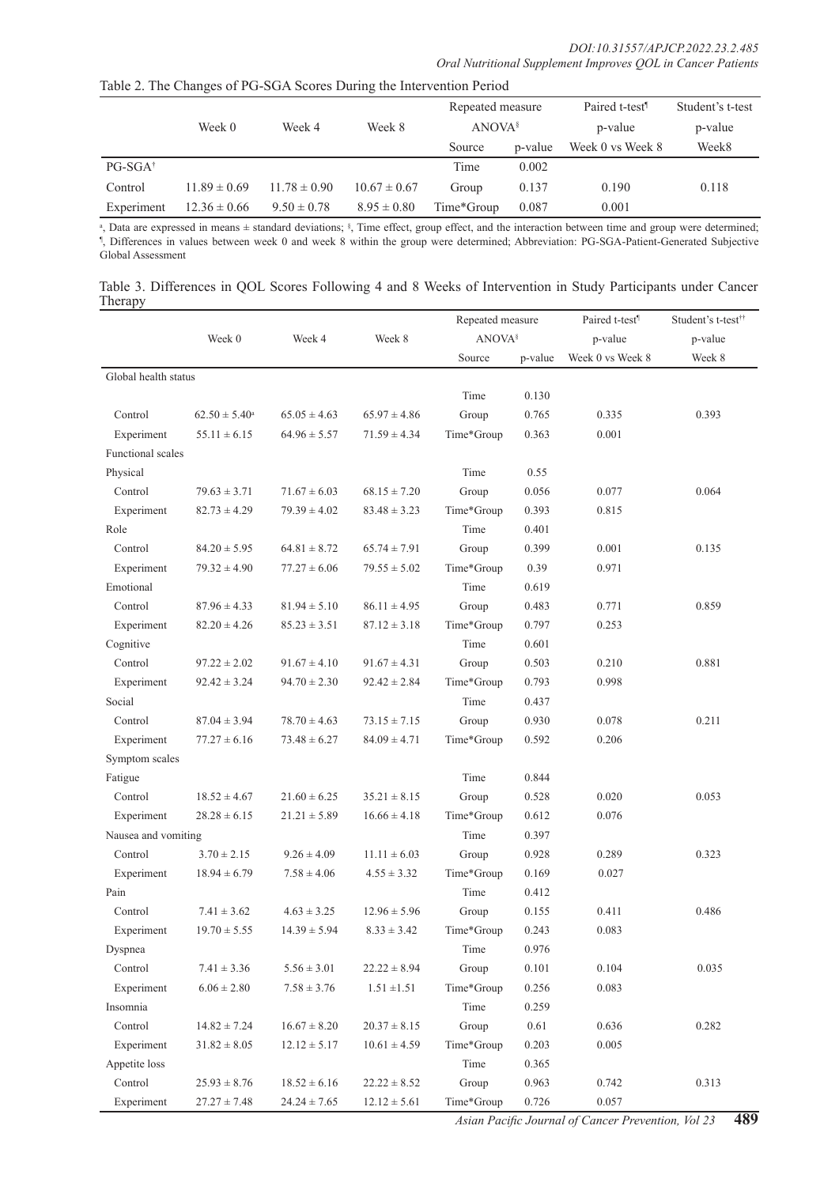Table 2. The Changes of PG-SGA Scores During the Intervention Period

| | Week 0 | Week 4 | Week 8 | Repeated measure ANOVA[§] | | Paired t-test[¶] p-value | Student's t-test p-value |
|---|---|---|---|---|---|---|---|
| | | | | Source | p-value | Week 0 vs Week 8 | Week8 |
| PG-SGA[†] | | | | Time | 0.002 | | |
| Control | 11.89 ± 0.69 | 11.78 ± 0.90 | 10.67 ± 0.67 | Group | 0.137 | 0.190 | 0.118 |
| Experiment | 12.36 ± 0.66 | 9.50 ± 0.78 | 8.95 ± 0.80 | Time*Group | 0.087 | 0.001 | |

[a], Data are expressed in means ± standard deviations; [§], Time effect, group effect, and the interaction between time and group were determined; [¶], Differences in values between week 0 and week 8 within the group were determined; Abbreviation: PG-SGA-Patient-Generated Subjective Global Assessment

Table 3. Differences in QOL Scores Following 4 and 8 Weeks of Intervention in Study Participants under Cancer Therapy

| | Week 0 | Week 4 | Week 8 | Repeated measure ANOVA[§] | | Paired t-test[¶] p-value | Student's t-test[††] p-value |
|---|---|---|---|---|---|---|---|
| | | | | Source | p-value | Week 0 vs Week 8 | Week 8 |
| Global health status | | | | | | | |
| | | | | Time | 0.130 | | |
| Control | 62.50 ± 5.40[a] | 65.05 ± 4.63 | 65.97 ± 4.86 | Group | 0.765 | 0.335 | 0.393 |
| Experiment | 55.11 ± 6.15 | 64.96 ± 5.57 | 71.59 ± 4.34 | Time*Group | 0.363 | 0.001 | |
| Functional scales | | | | | | | |
| Physical | | | | Time | 0.55 | | |
| Control | 79.63 ± 3.71 | 71.67 ± 6.03 | 68.15 ± 7.20 | Group | 0.056 | 0.077 | 0.064 |
| Experiment | 82.73 ± 4.29 | 79.39 ± 4.02 | 83.48 ± 3.23 | Time*Group | 0.393 | 0.815 | |
| Role | | | | Time | 0.401 | | |
| Control | 84.20 ± 5.95 | 64.81 ± 8.72 | 65.74 ± 7.91 | Group | 0.399 | 0.001 | 0.135 |
| Experiment | 79.32 ± 4.90 | 77.27 ± 6.06 | 79.55 ± 5.02 | Time*Group | 0.39 | 0.971 | |
| Emotional | | | | Time | 0.619 | | |
| Control | 87.96 ± 4.33 | 81.94 ± 5.10 | 86.11 ± 4.95 | Group | 0.483 | 0.771 | 0.859 |
| Experiment | 82.20 ± 4.26 | 85.23 ± 3.51 | 87.12 ± 3.18 | Time*Group | 0.797 | 0.253 | |
| Cognitive | | | | Time | 0.601 | | |
| Control | 97.22 ± 2.02 | 91.67 ± 4.10 | 91.67 ± 4.31 | Group | 0.503 | 0.210 | 0.881 |
| Experiment | 92.42 ± 3.24 | 94.70 ± 2.30 | 92.42 ± 2.84 | Time*Group | 0.793 | 0.998 | |
| Social | | | | Time | 0.437 | | |
| Control | 87.04 ± 3.94 | 78.70 ± 4.63 | 73.15 ± 7.15 | Group | 0.930 | 0.078 | 0.211 |
| Experiment | 77.27 ± 6.16 | 73.48 ± 6.27 | 84.09 ± 4.71 | Time*Group | 0.592 | 0.206 | |
| Symptom scales | | | | | | | |
| Fatigue | | | | Time | 0.844 | | |
| Control | 18.52 ± 4.67 | 21.60 ± 6.25 | 35.21 ± 8.15 | Group | 0.528 | 0.020 | 0.053 |
| Experiment | 28.28 ± 6.15 | 21.21 ± 5.89 | 16.66 ± 4.18 | Time*Group | 0.612 | 0.076 | |
| Nausea and vomiting | | | | Time | 0.397 | | |
| Control | 3.70 ± 2.15 | 9.26 ± 4.09 | 11.11 ± 6.03 | Group | 0.928 | 0.289 | 0.323 |
| Experiment | 18.94 ± 6.79 | 7.58 ± 4.06 | 4.55 ± 3.32 | Time*Group | 0.169 | 0.027 | |
| Pain | | | | Time | 0.412 | | |
| Control | 7.41 ± 3.62 | 4.63 ± 3.25 | 12.96 ± 5.96 | Group | 0.155 | 0.411 | 0.486 |
| Experiment | 19.70 ± 5.55 | 14.39 ± 5.94 | 8.33 ± 3.42 | Time*Group | 0.243 | 0.083 | |
| Dyspnea | | | | Time | 0.976 | | |
| Control | 7.41 ± 3.36 | 5.56 ± 3.01 | 22.22 ± 8.94 | Group | 0.101 | 0.104 | 0.035 |
| Experiment | 6.06 ± 2.80 | 7.58 ± 3.76 | 1.51 ±1.51 | Time*Group | 0.256 | 0.083 | |
| Insomnia | | | | Time | 0.259 | | |
| Control | 14.82 ± 7.24 | 16.67 ± 8.20 | 20.37 ± 8.15 | Group | 0.61 | 0.636 | 0.282 |
| Experiment | 31.82 ± 8.05 | 12.12 ± 5.17 | 10.61 ± 4.59 | Time*Group | 0.203 | 0.005 | |
| Appetite loss | | | | Time | 0.365 | | |
| Control | 25.93 ± 8.76 | 18.52 ± 6.16 | 22.22 ± 8.52 | Group | 0.963 | 0.742 | 0.313 |
| Experiment | 27.27 ± 7.48 | 24.24 ± 7.65 | 12.12 ± 5.61 | Time*Group | 0.726 | 0.057 | |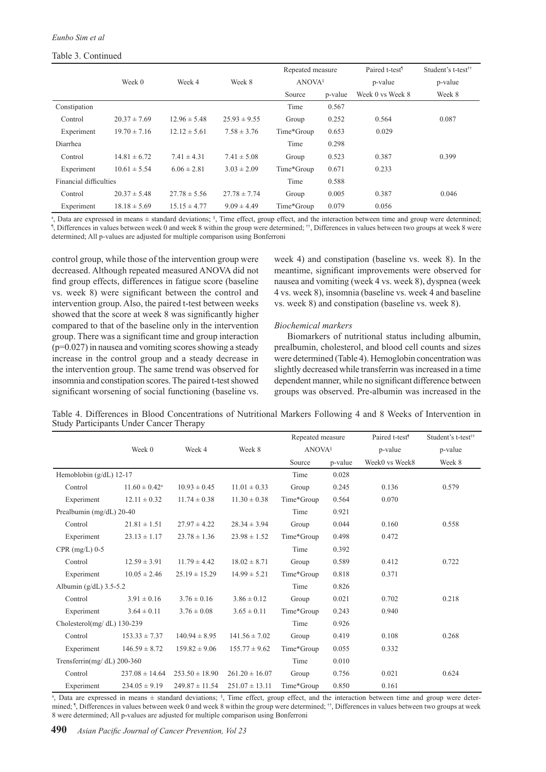Table 3. Continued

| | Week 0 | Week 4 | Week 8 | Repeated measure ANOVA[§] | | Paired t-test[¶] p-value | Student's t-test[††] p-value |
|---|---|---|---|---|---|---|---|
| | | | | Source | p-value | Week 0 vs Week 8 | Week 8 |
| Constipation | | | | Time | 0.567 | | |
| Control | 20.37 ± 7.69 | 12.96 ± 5.48 | 25.93 ± 9.55 | Group | 0.252 | 0.564 | 0.087 |
| Experiment | 19.70 ± 7.16 | 12.12 ± 5.61 | 7.58 ± 3.76 | Time*Group | 0.653 | 0.029 | |
| Diarrhea | | | | Time | 0.298 | | |
| Control | 14.81 ± 6.72 | 7.41 ± 4.31 | 7.41 ± 5.08 | Group | 0.523 | 0.387 | 0.399 |
| Experiment | 10.61 ± 5.54 | 6.06 ± 2.81 | 3.03 ± 2.09 | Time*Group | 0.671 | 0.233 | |
| Financial difficulties | | | | Time | 0.588 | | |
| Control | 20.37 ± 5.48 | 27.78 ± 5.56 | 27.78 ± 7.74 | Group | 0.005 | 0.387 | 0.046 |
| Experiment | 18.18 ± 5.69 | 15.15 ± 4.77 | 9.09 ± 4.49 | Time*Group | 0.079 | 0.056 | |

[a], Data are expressed in means ± standard deviations; [§], Time effect, group effect, and the interaction between time and group were determined; [¶], Differences in values between week 0 and week 8 within the group were determined; [††], Differences in values between two groups at week 8 were determined; All p-values are adjusted for multiple comparison using Bonferroni

control group, while those of the intervention group were decreased. Although repeated measured ANOVA did not find group effects, differences in fatigue score (baseline vs. week 8) were significant between the control and intervention group. Also, the paired t-test between weeks showed that the score at week 8 was significantly higher compared to that of the baseline only in the intervention group. There was a significant time and group interaction ($p=0.027$) in nausea and vomiting scores showing a steady increase in the control group and a steady decrease in the intervention group. The same trend was observed for insomnia and constipation scores. The paired t-test showed significant worsening of social functioning (baseline vs. week 4) and constipation (baseline vs. week 8). In the meantime, significant improvements were observed for nausea and vomiting (week 4 vs. week 8), dyspnea (week 4 vs. week 8), insomnia (baseline vs. week 4 and baseline vs. week 8) and constipation (baseline vs. week 8).

### *Biochemical markers*

Biomarkers of nutritional status including albumin, prealbumin, cholesterol, and blood cell counts and sizes were determined (Table 4). Hemoglobin concentration was slightly decreased while transferrin was increased in a time dependent manner, while no significant difference between groups was observed. Pre-albumin was increased in the

Table 4. Differences in Blood Concentrations of Nutritional Markers Following 4 and 8 Weeks of Intervention in Study Participants Under Cancer Therapy

| | Week 0 | Week 4 | Week 8 | Repeated measure ANOVA[§] | | Paired t-test[¶] p-value | Student's t-test[††] p-value |
|---|---|---|---|---|---|---|---|
| | | | | Source | p-value | Week0 vs Week8 | Week 8 |
| Hemoblobin (g/dL) 12-17 | | | | Time | 0.028 | | |
| Control | 11.60 ± 0.42[a] | 10.93 ± 0.45 | 11.01 ± 0.33 | Group | 0.245 | 0.136 | 0.579 |
| Experiment | 12.11 ± 0.32 | 11.74 ± 0.38 | 11.30 ± 0.38 | Time*Group | 0.564 | 0.070 | |
| Prealbumin (mg/dL) 20-40 | | | | Time | 0.921 | | |
| Control | 21.81 ± 1.51 | 27.97 ± 4.22 | 28.34 ± 3.94 | Group | 0.044 | 0.160 | 0.558 |
| Experiment | 23.13 ± 1.17 | 23.78 ± 1.36 | 23.98 ± 1.52 | Time*Group | 0.498 | 0.472 | |
| CPR (mg/L) 0-5 | | | | Time | 0.392 | | |
| Control | 12.59 ± 3.91 | 11.79 ± 4.42 | 18.02 ± 8.71 | Group | 0.589 | 0.412 | 0.722 |
| Experiment | 10.05 ± 2.46 | 25.19 ± 15.29 | 14.99 ± 5.21 | Time*Group | 0.818 | 0.371 | |
| Albumin (g/dL) 3.5-5.2 | | | | Time | 0.826 | | |
| Control | 3.91 ± 0.16 | 3.76 ± 0.16 | 3.86 ± 0.12 | Group | 0.021 | 0.702 | 0.218 |
| Experiment | 3.64 ± 0.11 | 3.76 ± 0.08 | 3.65 ± 0.11 | Time*Group | 0.243 | 0.940 | |
| Cholesterol(mg/ dL) 130-239 | | | | Time | 0.926 | | |
| Control | 153.33 ± 7.37 | 140.94 ± 8.95 | 141.56 ± 7.02 | Group | 0.419 | 0.108 | 0.268 |
| Experiment | 146.59 ± 8.72 | 159.82 ± 9.06 | 155.77 ± 9.62 | Time*Group | 0.055 | 0.332 | |
| Trensferrin(mg/ dL) 200-360 | | | | Time | 0.010 | | |
| Control | 237.08 ± 14.64 | 253.50 ± 18.90 | 261.20 ± 16.07 | Group | 0.756 | 0.021 | 0.624 |
| Experiment | 234.05 ± 9.19 | 249.87 ± 11.54 | 251.07 ± 13.11 | Time*Group | 0.850 | 0.161 | |

[a], Data are expressed in means ± standard deviations; [§], Time effect, group effect, and the interaction between time and group were determined; [¶], Differences in values between week 0 and week 8 within the group were determined; [††], Differences in values between two groups at week 8 were determined; All p-values are adjusted for multiple comparison using Bonferroni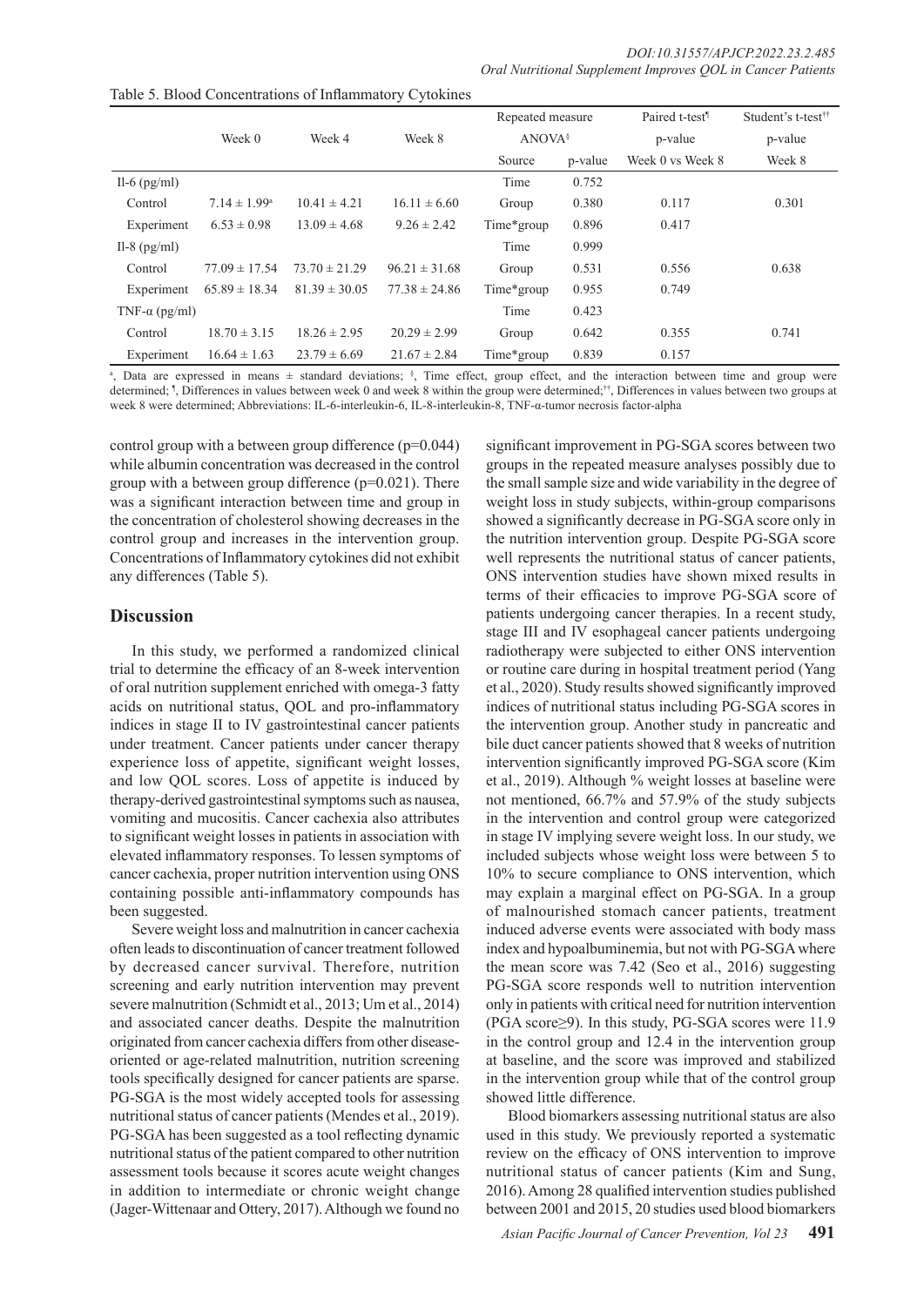Table 5. Blood Concentrations of Inflammatory Cytokines

| | Week 0 | Week 4 | Week 8 | Repeated measure ANOVA[§] | | Paired t-test[¶] p-value | Student's t-test[††] p-value |
|---|---|---|---|---|---|---|---|
| | | | | Source | p-value | Week 0 vs Week 8 | Week 8 |
| Il-6 (pg/ml) | | | | Time | 0.752 | | |
| Control | 7.14 ± 1.99[a] | 10.41 ± 4.21 | 16.11 ± 6.60 | Group | 0.380 | 0.117 | 0.301 |
| Experiment | 6.53 ± 0.98 | 13.09 ± 4.68 | 9.26 ± 2.42 | Time*group | 0.896 | 0.417 | |
| Il-8 (pg/ml) | | | | Time | 0.999 | | |
| Control | 77.09 ± 17.54 | 73.70 ± 21.29 | 96.21 ± 31.68 | Group | 0.531 | 0.556 | 0.638 |
| Experiment | 65.89 ± 18.34 | 81.39 ± 30.05 | 77.38 ± 24.86 | Time*group | 0.955 | 0.749 | |
| TNF-α (pg/ml) | | | | Time | 0.423 | | |
| Control | 18.70 ± 3.15 | 18.26 ± 2.95 | 20.29 ± 2.99 | Group | 0.642 | 0.355 | 0.741 |
| Experiment | 16.64 ± 1.63 | 23.79 ± 6.69 | 21.67 ± 2.84 | Time*group | 0.839 | 0.157 | |

[a], Data are expressed in means ± standard deviations; [§], Time effect, group effect, and the interaction between time and group were determined; [¶], Differences in values between week 0 and week 8 within the group were determined;[††], Differences in values between two groups at week 8 were determined; Abbreviations: IL-6-interleukin-6, IL-8-interleukin-8, TNF-α-tumor necrosis factor-alpha

control group with a between group difference (p=0.044) while albumin concentration was decreased in the control group with a between group difference (p=0.021). There was a significant interaction between time and group in the concentration of cholesterol showing decreases in the control group and increases in the intervention group. Concentrations of Inflammatory cytokines did not exhibit any differences (Table 5).

## Discussion

In this study, we performed a randomized clinical trial to determine the efficacy of an 8-week intervention of oral nutrition supplement enriched with omega-3 fatty acids on nutritional status, QOL and pro-inflammatory indices in stage II to IV gastrointestinal cancer patients under treatment. Cancer patients under cancer therapy experience loss of appetite, significant weight losses, and low QOL scores. Loss of appetite is induced by therapy-derived gastrointestinal symptoms such as nausea, vomiting and mucositis. Cancer cachexia also attributes to significant weight losses in patients in association with elevated inflammatory responses. To lessen symptoms of cancer cachexia, proper nutrition intervention using ONS containing possible anti-inflammatory compounds has been suggested.

Severe weight loss and malnutrition in cancer cachexia often leads to discontinuation of cancer treatment followed by decreased cancer survival. Therefore, nutrition screening and early nutrition intervention may prevent severe malnutrition (Schmidt et al., 2013; Um et al., 2014) and associated cancer deaths. Despite the malnutrition originated from cancer cachexia differs from other disease-oriented or age-related malnutrition, nutrition screening tools specifically designed for cancer patients are sparse. PG-SGA is the most widely accepted tools for assessing nutritional status of cancer patients (Mendes et al., 2019). PG-SGA has been suggested as a tool reflecting dynamic nutritional status of the patient compared to other nutrition assessment tools because it scores acute weight changes in addition to intermediate or chronic weight change (Jager-Wittenaar and Ottery, 2017). Although we found no significant improvement in PG-SGA scores between two groups in the repeated measure analyses possibly due to the small sample size and wide variability in the degree of weight loss in study subjects, within-group comparisons showed a significantly decrease in PG-SGA score only in the nutrition intervention group. Despite PG-SGA score well represents the nutritional status of cancer patients, ONS intervention studies have shown mixed results in terms of their efficacies to improve PG-SGA score of patients undergoing cancer therapies. In a recent study, stage III and IV esophageal cancer patients undergoing radiotherapy were subjected to either ONS intervention or routine care during in hospital treatment period (Yang et al., 2020). Study results showed significantly improved indices of nutritional status including PG-SGA scores in the intervention group. Another study in pancreatic and bile duct cancer patients showed that 8 weeks of nutrition intervention significantly improved PG-SGA score (Kim et al., 2019). Although % weight losses at baseline were not mentioned, 66.7% and 57.9% of the study subjects in the intervention and control group were categorized in stage IV implying severe weight loss. In our study, we included subjects whose weight loss were between 5 to 10% to secure compliance to ONS intervention, which may explain a marginal effect on PG-SGA. In a group of malnourished stomach cancer patients, treatment induced adverse events were associated with body mass index and hypoalbuminemia, but not with PG-SGA where the mean score was 7.42 (Seo et al., 2016) suggesting PG-SGA score responds well to nutrition intervention only in patients with critical need for nutrition intervention (PGA score≥9). In this study, PG-SGA scores were 11.9 in the control group and 12.4 in the intervention group at baseline, and the score was improved and stabilized in the intervention group while that of the control group showed little difference.

Blood biomarkers assessing nutritional status are also used in this study. We previously reported a systematic review on the efficacy of ONS intervention to improve nutritional status of cancer patients (Kim and Sung, 2016). Among 28 qualified intervention studies published between 2001 and 2015, 20 studies used blood biomarkers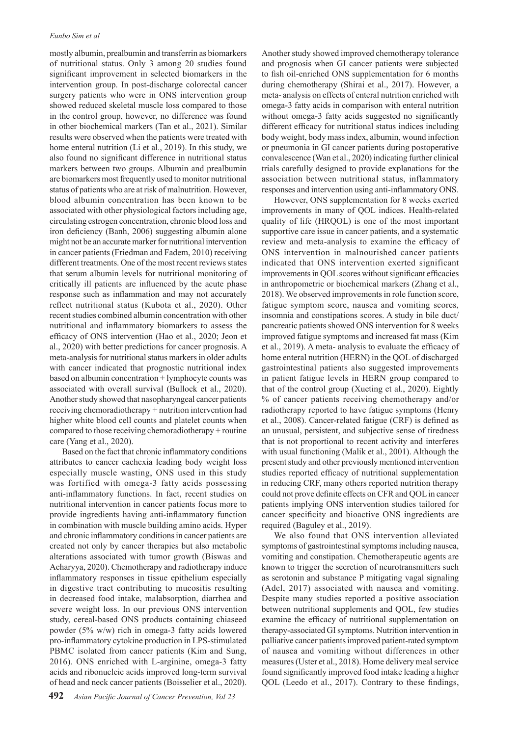mostly albumin, prealbumin and transferrin as biomarkers of nutritional status. Only 3 among 20 studies found significant improvement in selected biomarkers in the intervention group. In post-discharge colorectal cancer surgery patients who were in ONS intervention group showed reduced skeletal muscle loss compared to those in the control group, however, no difference was found in other biochemical markers (Tan et al., 2021). Similar results were observed when the patients were treated with home enteral nutrition (Li et al., 2019). In this study, we also found no significant difference in nutritional status markers between two groups. Albumin and prealbumin are biomarkers most frequently used to monitor nutritional status of patients who are at risk of malnutrition. However, blood albumin concentration has been known to be associated with other physiological factors including age, circulating estrogen concentration, chronic blood loss and iron deficiency (Banh, 2006) suggesting albumin alone might not be an accurate marker for nutritional intervention in cancer patients (Friedman and Fadem, 2010) receiving different treatments. One of the most recent reviews states that serum albumin levels for nutritional monitoring of critically ill patients are influenced by the acute phase response such as inflammation and may not accurately reflect nutritional status (Kubota et al., 2020). Other recent studies combined albumin concentration with other nutritional and inflammatory biomarkers to assess the efficacy of ONS intervention (Hao et al., 2020; Jeon et al., 2020) with better predictions for cancer prognosis. A meta-analysis for nutritional status markers in older adults with cancer indicated that prognostic nutritional index based on albumin concentration + lymphocyte counts was associated with overall survival (Bullock et al., 2020). Another study showed that nasopharyngeal cancer patients receiving chemoradiotherapy + nutrition intervention had higher white blood cell counts and platelet counts when compared to those receiving chemoradiotherapy + routine care (Yang et al., 2020).

Based on the fact that chronic inflammatory conditions attributes to cancer cachexia leading body weight loss especially muscle wasting, ONS used in this study was fortified with omega-3 fatty acids possessing anti-inflammatory functions. In fact, recent studies on nutritional intervention in cancer patients focus more to provide ingredients having anti-inflammatory function in combination with muscle building amino acids. Hyper and chronic inflammatory conditions in cancer patients are created not only by cancer therapies but also metabolic alterations associated with tumor growth (Biswas and Acharyya, 2020). Chemotherapy and radiotherapy induce inflammatory responses in tissue epithelium especially in digestive tract contributing to mucositis resulting in decreased food intake, malabsorption, diarrhea and severe weight loss. In our previous ONS intervention study, cereal-based ONS products containing chiaseed powder (5% w/w) rich in omega-3 fatty acids lowered pro-inflammatory cytokine production in LPS-stimulated PBMC isolated from cancer patients (Kim and Sung, 2016). ONS enriched with L-arginine, omega-3 fatty acids and ribonucleic acids improved long-term survival of head and neck cancer patients (Boisselier et al., 2020). Another study showed improved chemotherapy tolerance and prognosis when GI cancer patients were subjected to fish oil-enriched ONS supplementation for 6 months during chemotherapy (Shirai et al., 2017). However, a meta- analysis on effects of enteral nutrition enriched with omega-3 fatty acids in comparison with enteral nutrition without omega-3 fatty acids suggested no significantly different efficacy for nutritional status indices including body weight, body mass index, albumin, wound infection or pneumonia in GI cancer patients during postoperative convalescence (Wan et al., 2020) indicating further clinical trials carefully designed to provide explanations for the association between nutritional status, inflammatory responses and intervention using anti-inflammatory ONS.

However, ONS supplementation for 8 weeks exerted improvements in many of QOL indices. Health-related quality of life (HRQOL) is one of the most important supportive care issue in cancer patients, and a systematic review and meta-analysis to examine the efficacy of ONS intervention in malnourished cancer patients indicated that ONS intervention exerted significant improvements in QOL scores without significant efficacies in anthropometric or biochemical markers (Zhang et al., 2018). We observed improvements in role function score, fatigue symptom score, nausea and vomiting scores, insomnia and constipations scores. A study in bile duct/pancreatic patients showed ONS intervention for 8 weeks improved fatigue symptoms and increased fat mass (Kim et al., 2019). A meta- analysis to evaluate the efficacy of home enteral nutrition (HERN) in the QOL of discharged gastrointestinal patients also suggested improvements in patient fatigue levels in HERN group compared to that of the control group (Xueting et al., 2020). Eightly % of cancer patients receiving chemotherapy and/or radiotherapy reported to have fatigue symptoms (Henry et al., 2008). Cancer-related fatigue (CRF) is defined as an unusual, persistent, and subjective sense of tiredness that is not proportional to recent activity and interferes with usual functioning (Malik et al., 2001). Although the present study and other previously mentioned intervention studies reported efficacy of nutritional supplementation in reducing CRF, many others reported nutrition therapy could not prove definite effects on CFR and QOL in cancer patients implying ONS intervention studies tailored for cancer specificity and bioactive ONS ingredients are required (Baguley et al., 2019).

We also found that ONS intervention alleviated symptoms of gastrointestinal symptoms including nausea, vomiting and constipation. Chemotherapeutic agents are known to trigger the secretion of neurotransmitters such as serotonin and substance P mitigating vagal signaling (Adel, 2017) associated with nausea and vomiting. Despite many studies reported a positive association between nutritional supplements and QOL, few studies examine the efficacy of nutritional supplementation on therapy-associated GI symptoms. Nutrition intervention in palliative cancer patients improved patient-rated symptom of nausea and vomiting without differences in other measures (Uster et al., 2018). Home delivery meal service found significantly improved food intake leading a higher QOL (Leedo et al., 2017). Contrary to these findings,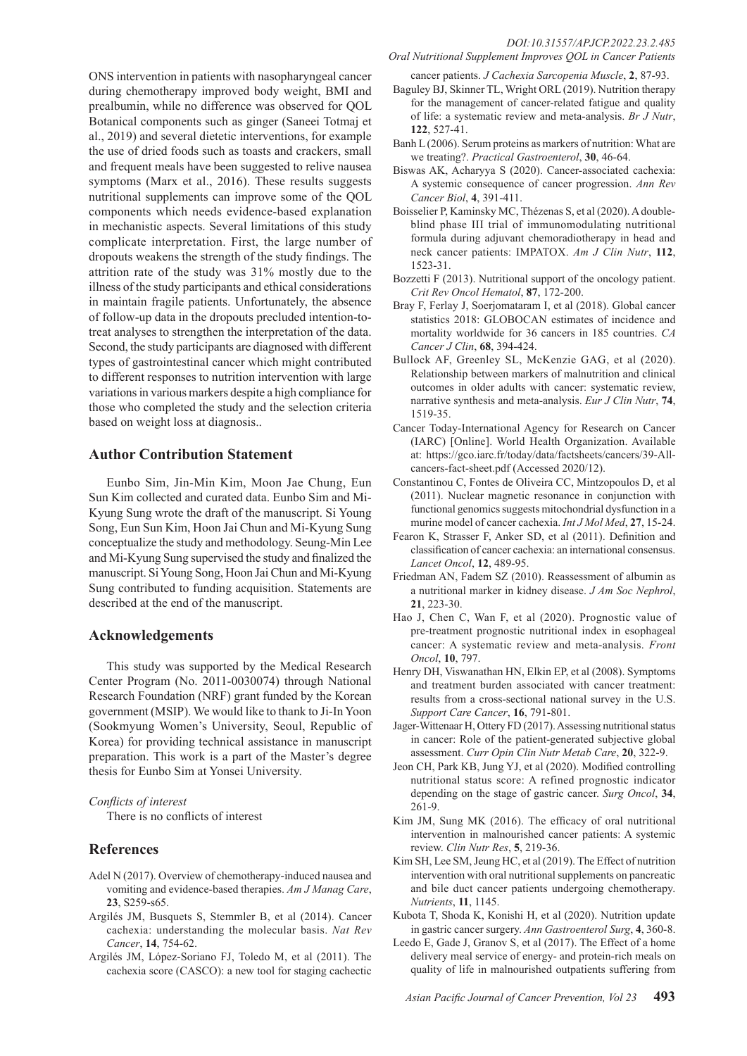ONS intervention in patients with nasopharyngeal cancer during chemotherapy improved body weight, BMI and prealbumin, while no difference was observed for QOL Botanical components such as ginger (Saneei Totmaj et al., 2019) and several dietetic interventions, for example the use of dried foods such as toasts and crackers, small and frequent meals have been suggested to relive nausea symptoms (Marx et al., 2016). These results suggests nutritional supplements can improve some of the QOL components which needs evidence-based explanation in mechanistic aspects. Several limitations of this study complicate interpretation. First, the large number of dropouts weakens the strength of the study findings. The attrition rate of the study was 31% mostly due to the illness of the study participants and ethical considerations in maintain fragile patients. Unfortunately, the absence of follow-up data in the dropouts precluded intention-to-treat analyses to strengthen the interpretation of the data. Second, the study participants are diagnosed with different types of gastrointestinal cancer which might contributed to different responses to nutrition intervention with large variations in various markers despite a high compliance for those who completed the study and the selection criteria based on weight loss at diagnosis..

## Author Contribution Statement

Eunbo Sim, Jin-Min Kim, Moon Jae Chung, Eun Sun Kim collected and curated data. Eunbo Sim and Mi-Kyung Sung wrote the draft of the manuscript. Si Young Song, Eun Sun Kim, Hoon Jai Chun and Mi-Kyung Sung conceptualize the study and methodology. Seung-Min Lee and Mi-Kyung Sung supervised the study and finalized the manuscript. Si Young Song, Hoon Jai Chun and Mi-Kyung Sung contributed to funding acquisition. Statements are described at the end of the manuscript.

## Acknowledgements

This study was supported by the Medical Research Center Program (No. 2011-0030074) through National Research Foundation (NRF) grant funded by the Korean government (MSIP). We would like to thank to Ji-In Yoon (Sookmyung Women's University, Seoul, Republic of Korea) for providing technical assistance in manuscript preparation. This work is a part of the Master's degree thesis for Eunbo Sim at Yonsei University.

*Conflicts of interest*

There is no conflicts of interest

## References

Adel N (2017). Overview of chemotherapy-induced nausea and vomiting and evidence-based therapies. *Am J Manag Care*, **23**, S259-s65.

Argilés JM, Busquets S, Stemmler B, et al (2014). Cancer cachexia: understanding the molecular basis. *Nat Rev Cancer*, **14**, 754-62.

Argilés JM, López-Soriano FJ, Toledo M, et al (2011). The cachexia score (CASCO): a new tool for staging cachectic cancer patients. *J Cachexia Sarcopenia Muscle*, **2**, 87-93.

Baguley BJ, Skinner TL, Wright ORL (2019). Nutrition therapy for the management of cancer-related fatigue and quality of life: a systematic review and meta-analysis. *Br J Nutr*, **122**, 527-41.

Banh L (2006). Serum proteins as markers of nutrition: What are we treating?. *Practical Gastroenterol*, **30**, 46-64.

Biswas AK, Acharyya S (2020). Cancer-associated cachexia: A systemic consequence of cancer progression. *Ann Rev Cancer Biol*, **4**, 391-411.

Boisselier P, Kaminsky MC, Thézenas S, et al (2020). A double-blind phase III trial of immunomodulating nutritional formula during adjuvant chemoradiotherapy in head and neck cancer patients: IMPATOX. *Am J Clin Nutr*, **112**, 1523-31.

Bozzetti F (2013). Nutritional support of the oncology patient. *Crit Rev Oncol Hematol*, **87**, 172-200.

Bray F, Ferlay J, Soerjomataram I, et al (2018). Global cancer statistics 2018: GLOBOCAN estimates of incidence and mortality worldwide for 36 cancers in 185 countries. *CA Cancer J Clin*, **68**, 394-424.

Bullock AF, Greenley SL, McKenzie GAG, et al (2020). Relationship between markers of malnutrition and clinical outcomes in older adults with cancer: systematic review, narrative synthesis and meta-analysis. *Eur J Clin Nutr*, **74**, 1519-35.

Cancer Today-International Agency for Research on Cancer (IARC) [Online]. World Health Organization. Available at: https://gco.iarc.fr/today/data/factsheets/cancers/39-All-cancers-fact-sheet.pdf (Accessed 2020/12).

Constantinou C, Fontes de Oliveira CC, Mintzopoulos D, et al (2011). Nuclear magnetic resonance in conjunction with functional genomics suggests mitochondrial dysfunction in a murine model of cancer cachexia. *Int J Mol Med*, **27**, 15-24.

Fearon K, Strasser F, Anker SD, et al (2011). Definition and classification of cancer cachexia: an international consensus. *Lancet Oncol*, **12**, 489-95.

Friedman AN, Fadem SZ (2010). Reassessment of albumin as a nutritional marker in kidney disease. *J Am Soc Nephrol*, **21**, 223-30.

Hao J, Chen C, Wan F, et al (2020). Prognostic value of pre-treatment prognostic nutritional index in esophageal cancer: A systematic review and meta-analysis. *Front Oncol*, **10**, 797.

Henry DH, Viswanathan HN, Elkin EP, et al (2008). Symptoms and treatment burden associated with cancer treatment: results from a cross-sectional national survey in the U.S. *Support Care Cancer*, **16**, 791-801.

Jager-Wittenaar H, Ottery FD (2017). Assessing nutritional status in cancer: Role of the patient-generated subjective global assessment. *Curr Opin Clin Nutr Metab Care*, **20**, 322-9.

Jeon CH, Park KB, Jung YJ, et al (2020). Modified controlling nutritional status score: A refined prognostic indicator depending on the stage of gastric cancer. *Surg Oncol*, **34**, 261-9.

Kim JM, Sung MK (2016). The efficacy of oral nutritional intervention in malnourished cancer patients: A systemic review. *Clin Nutr Res*, **5**, 219-36.

Kim SH, Lee SM, Jeung HC, et al (2019). The Effect of nutrition intervention with oral nutritional supplements on pancreatic and bile duct cancer patients undergoing chemotherapy. *Nutrients*, **11**, 1145.

Kubota T, Shoda K, Konishi H, et al (2020). Nutrition update in gastric cancer surgery. *Ann Gastroenterol Surg*, **4**, 360-8.

Leedo E, Gade J, Granov S, et al (2017). The Effect of a home delivery meal service of energy- and protein-rich meals on quality of life in malnourished outpatients suffering from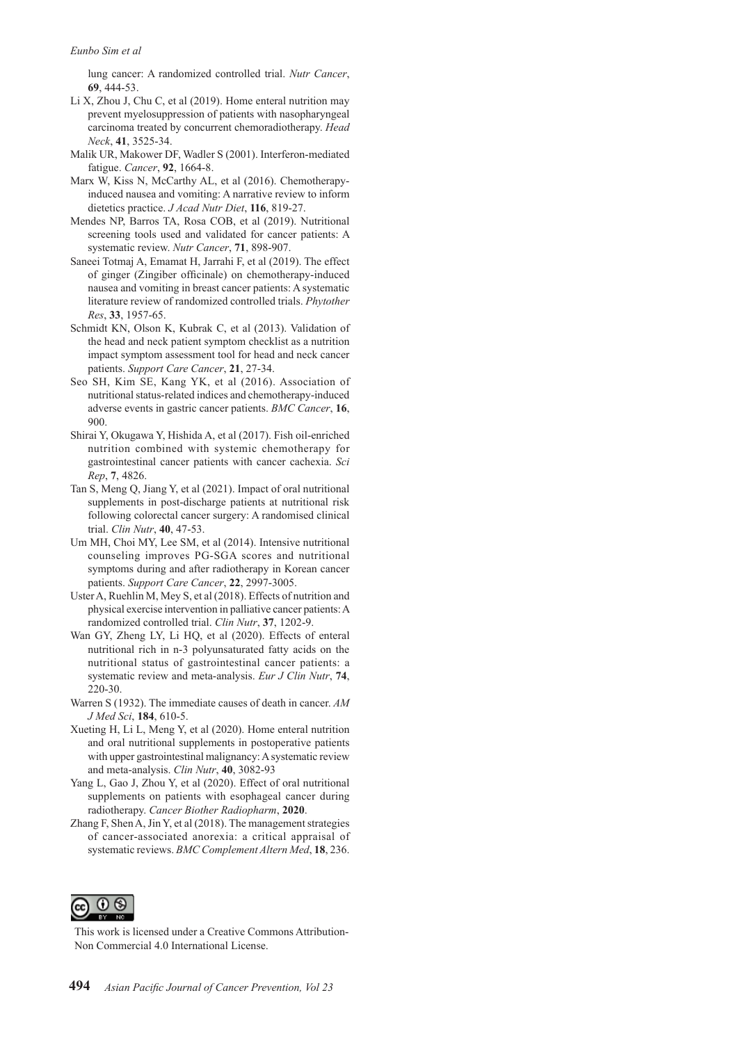lung cancer: A randomized controlled trial. *Nutr Cancer*, **69**, 444-53.

Li X, Zhou J, Chu C, et al (2019). Home enteral nutrition may prevent myelosuppression of patients with nasopharyngeal carcinoma treated by concurrent chemoradiotherapy. *Head Neck*, **41**, 3525-34.

Malik UR, Makower DF, Wadler S (2001). Interferon-mediated fatigue. *Cancer*, **92**, 1664-8.

Marx W, Kiss N, McCarthy AL, et al (2016). Chemotherapy-induced nausea and vomiting: A narrative review to inform dietetics practice. *J Acad Nutr Diet*, **116**, 819-27.

Mendes NP, Barros TA, Rosa COB, et al (2019). Nutritional screening tools used and validated for cancer patients: A systematic review. *Nutr Cancer*, **71**, 898-907.

Saneei Totmaj A, Emamat H, Jarrahi F, et al (2019). The effect of ginger (Zingiber officinale) on chemotherapy-induced nausea and vomiting in breast cancer patients: A systematic literature review of randomized controlled trials. *Phytother Res*, **33**, 1957-65.

Schmidt KN, Olson K, Kubrak C, et al (2013). Validation of the head and neck patient symptom checklist as a nutrition impact symptom assessment tool for head and neck cancer patients. *Support Care Cancer*, **21**, 27-34.

Seo SH, Kim SE, Kang YK, et al (2016). Association of nutritional status-related indices and chemotherapy-induced adverse events in gastric cancer patients. *BMC Cancer*, **16**, 900.

Shirai Y, Okugawa Y, Hishida A, et al (2017). Fish oil-enriched nutrition combined with systemic chemotherapy for gastrointestinal cancer patients with cancer cachexia. *Sci Rep*, **7**, 4826.

Tan S, Meng Q, Jiang Y, et al (2021). Impact of oral nutritional supplements in post-discharge patients at nutritional risk following colorectal cancer surgery: A randomised clinical trial. *Clin Nutr*, **40**, 47-53.

Um MH, Choi MY, Lee SM, et al (2014). Intensive nutritional counseling improves PG-SGA scores and nutritional symptoms during and after radiotherapy in Korean cancer patients. *Support Care Cancer*, **22**, 2997-3005.

Uster A, Ruehlin M, Mey S, et al (2018). Effects of nutrition and physical exercise intervention in palliative cancer patients: A randomized controlled trial. *Clin Nutr*, **37**, 1202-9.

Wan GY, Zheng LY, Li HQ, et al (2020). Effects of enteral nutritional rich in n-3 polyunsaturated fatty acids on the nutritional status of gastrointestinal cancer patients: a systematic review and meta-analysis. *Eur J Clin Nutr*, **74**, 220-30.

Warren S (1932). The immediate causes of death in cancer. *AM J Med Sci*, **184**, 610-5.

Xueting H, Li L, Meng Y, et al (2020). Home enteral nutrition and oral nutritional supplements in postoperative patients with upper gastrointestinal malignancy: A systematic review and meta-analysis. *Clin Nutr*, **40**, 3082-93

Yang L, Gao J, Zhou Y, et al (2020). Effect of oral nutritional supplements on patients with esophageal cancer during radiotherapy. *Cancer Biother Radiopharm*, **2020**.

Zhang F, Shen A, Jin Y, et al (2018). The management strategies of cancer-associated anorexia: a critical appraisal of systematic reviews. *BMC Complement Altern Med*, **18**, 236.

This work is licensed under a Creative Commons Attribution-Non Commercial 4.0 International License.